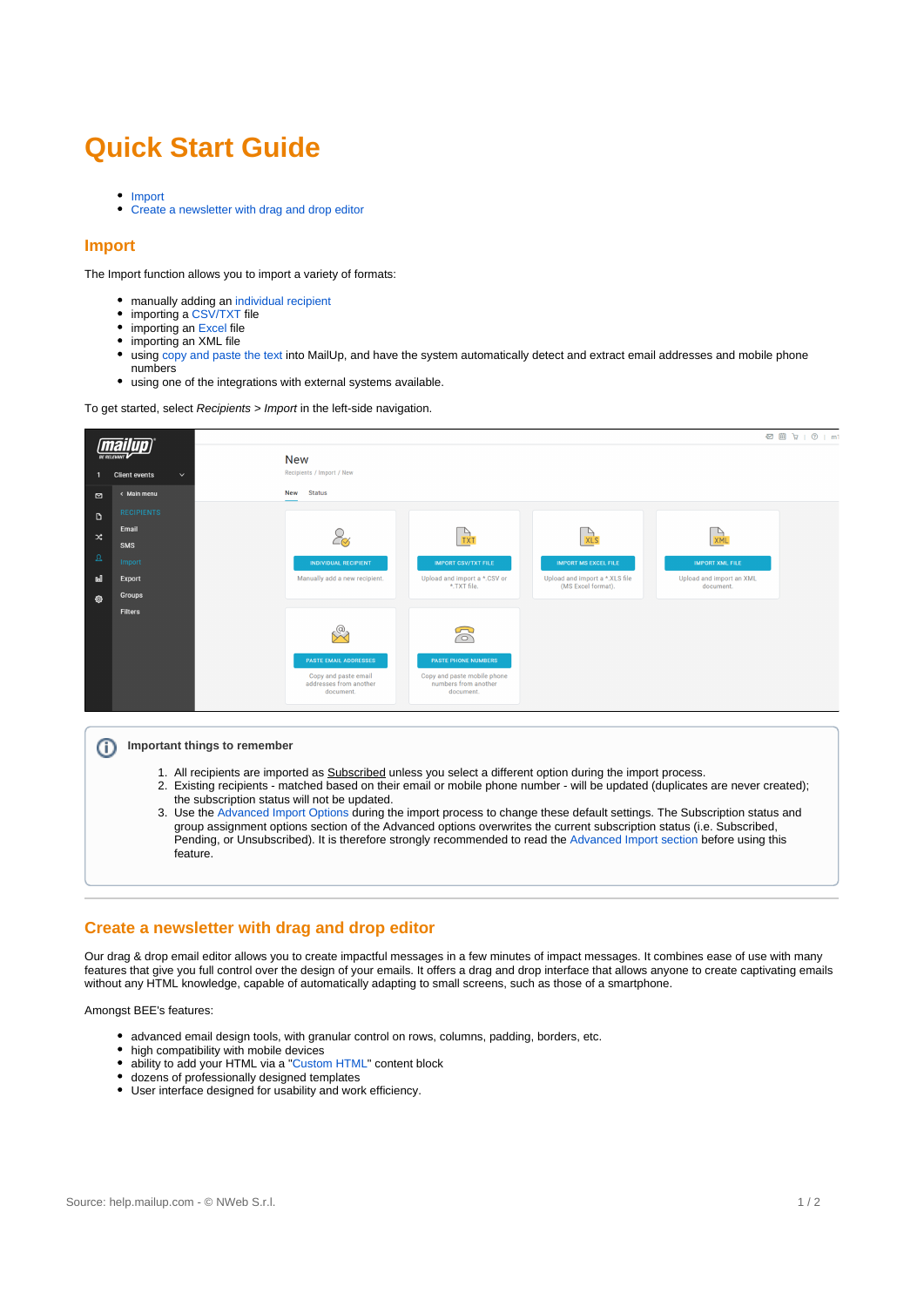# Quick Start Guide

- Import
- Create a newsletter with drag and drop editor

## Import

The Import function allows you to import a variety of formats:

- manually adding an individual recipient
- importing a CSV/TXT file
- importing an Excel file
- importing an XML file
- using copy and paste the text into MailUp, and have the system automatically detect and extract email addresses and mobile phone numbers
- using one of the integrations with external systems available.

To get started, select *Recipients > Import* in the left-side navigation.

**Important things to remember**

1. All recipients are imported as Subscribed unless you select a different option during the import process.
2. Existing recipients - matched based on their email or mobile phone number - will be updated (duplicates are never created); the subscription status will not be updated.
3. Use the Advanced Import Options during the import process to change these default settings. The Subscription status and group assignment options section of the Advanced options overwrites the current subscription status (i.e. Subscribed, Pending, or Unsubscribed). It is therefore strongly recommended to read the Advanced Import section before using this feature.

## Create a newsletter with drag and drop editor

Our drag & drop email editor allows you to create impactful messages in a few minutes of impact messages. It combines ease of use with many features that give you full control over the design of your emails. It offers a drag and drop interface that allows anyone to create captivating emails without any HTML knowledge, capable of automatically adapting to small screens, such as those of a smartphone.

Amongst BEE's features:

- advanced email design tools, with granular control on rows, columns, padding, borders, etc.
- high compatibility with mobile devices
- ability to add your HTML via a "Custom HTML" content block
- dozens of professionally designed templates
- User interface designed for usability and work efficiency.